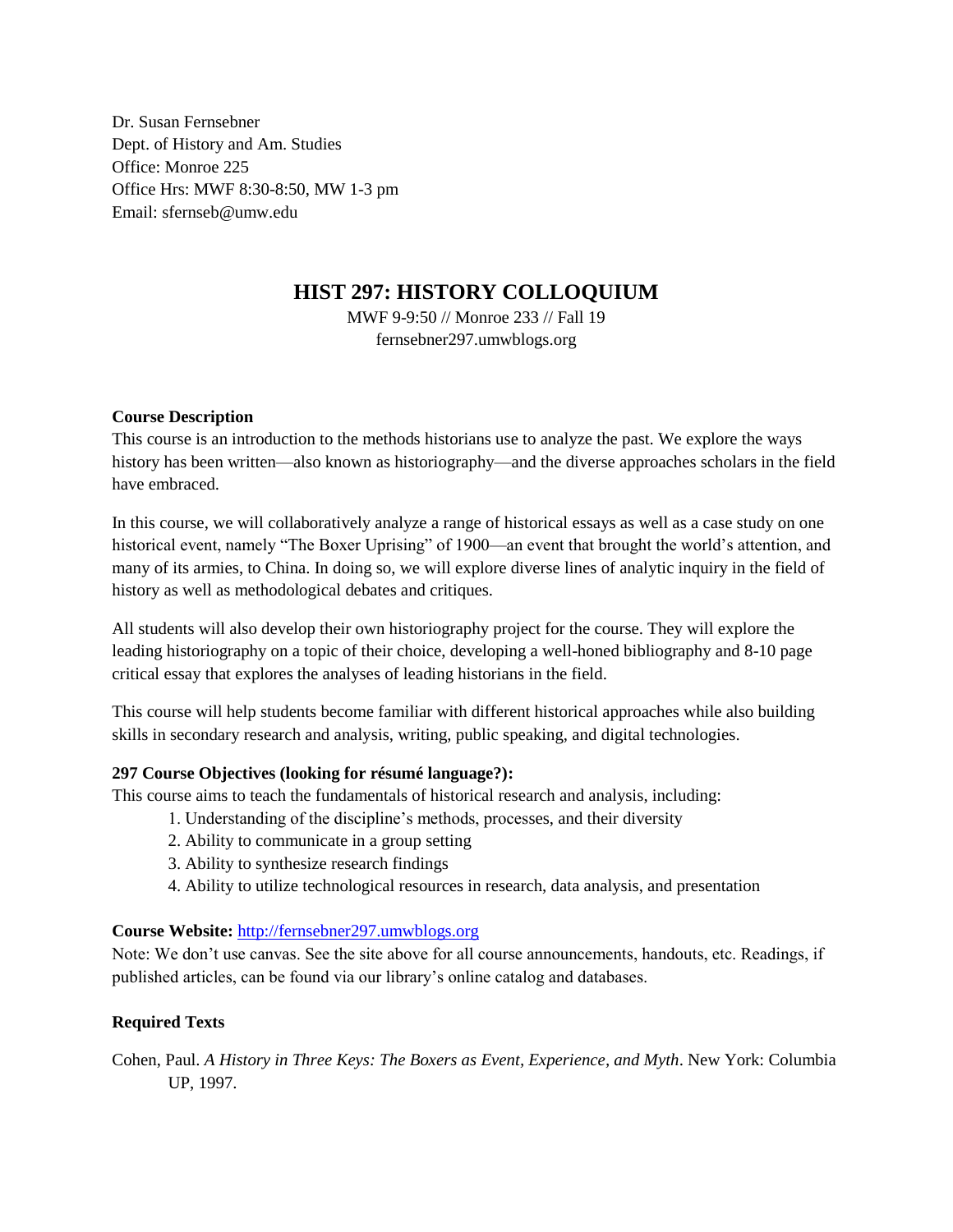Dr. Susan Fernsebner
Dept. of History and Am. Studies
Office: Monroe 225
Office Hrs: MWF 8:30-8:50, MW 1-3 pm
Email: sfernseb@umw.edu

# HIST 297: HISTORY COLLOQUIUM

MWF 9-9:50 // Monroe 233 // Fall 19
fernsebner297.umwblogs.org

**Course Description**

This course is an introduction to the methods historians use to analyze the past. We explore the ways history has been written—also known as historiography—and the diverse approaches scholars in the field have embraced.

In this course, we will collaboratively analyze a range of historical essays as well as a case study on one historical event, namely "The Boxer Uprising" of 1900—an event that brought the world's attention, and many of its armies, to China. In doing so, we will explore diverse lines of analytic inquiry in the field of history as well as methodological debates and critiques.

All students will also develop their own historiography project for the course. They will explore the leading historiography on a topic of their choice, developing a well-honed bibliography and 8-10 page critical essay that explores the analyses of leading historians in the field.

This course will help students become familiar with different historical approaches while also building skills in secondary research and analysis, writing, public speaking, and digital technologies.

**297 Course Objectives (looking for résumé language?):**

This course aims to teach the fundamentals of historical research and analysis, including:

1. Understanding of the discipline's methods, processes, and their diversity
2. Ability to communicate in a group setting
3. Ability to synthesize research findings
4. Ability to utilize technological resources in research, data analysis, and presentation

**Course Website:** http://fernsebner297.umwblogs.org

Note: We don't use canvas. See the site above for all course announcements, handouts, etc. Readings, if published articles, can be found via our library's online catalog and databases.

**Required Texts**

Cohen, Paul. *A History in Three Keys: The Boxers as Event, Experience, and Myth*. New York: Columbia UP, 1997.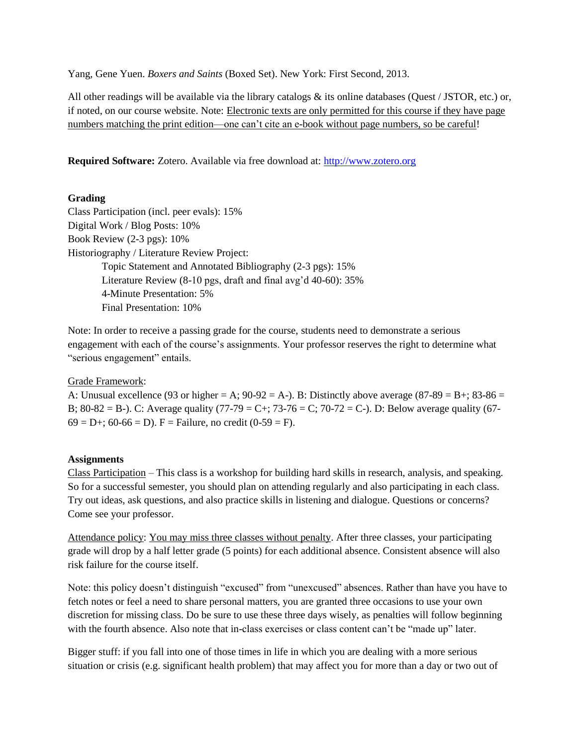Yang, Gene Yuen. *Boxers and Saints* (Boxed Set). New York: First Second, 2013.

All other readings will be available via the library catalogs & its online databases (Quest / JSTOR, etc.) or, if noted, on our course website. Note: <u>Electronic texts are only permitted for this course if they have page numbers matching the print edition—one can't cite an e-book without page numbers, so be careful</u>!

**Required Software:** Zotero. Available via free download at: [http://www.zotero.org](http://www.zotero.org)

**Grading**

Class Participation (incl. peer evals): 15%
Digital Work / Blog Posts: 10%
Book Review (2-3 pgs): 10%
Historiography / Literature Review Project:
- Topic Statement and Annotated Bibliography (2-3 pgs): 15%
- Literature Review (8-10 pgs, draft and final avg'd 40-60): 35%
- 4-Minute Presentation: 5%
- Final Presentation: 10%

Note: In order to receive a passing grade for the course, students need to demonstrate a serious engagement with each of the course's assignments. Your professor reserves the right to determine what "serious engagement" entails.

<u>Grade Framework</u>:
A: Unusual excellence (93 or higher = A; 90-92 = A-). B: Distinctly above average (87-89 = B+; 83-86 = B; 80-82 = B-). C: Average quality (77-79 = C+; 73-76 = C; 70-72 = C-). D: Below average quality (67-69 = D+; 60-66 = D). F = Failure, no credit (0-59 = F).

**Assignments**

<u>Class Participation</u> – This class is a workshop for building hard skills in research, analysis, and speaking. So for a successful semester, you should plan on attending regularly and also participating in each class. Try out ideas, ask questions, and also practice skills in listening and dialogue. Questions or concerns? Come see your professor.

<u>Attendance policy</u>: <u>You may miss three classes without penalty</u>. After three classes, your participating grade will drop by a half letter grade (5 points) for each additional absence. Consistent absence will also risk failure for the course itself.

Note: this policy doesn't distinguish "excused" from "unexcused" absences. Rather than have you have to fetch notes or feel a need to share personal matters, you are granted three occasions to use your own discretion for missing class. Do be sure to use these three days wisely, as penalties will follow beginning with the fourth absence. Also note that in-class exercises or class content can't be "made up" later.

Bigger stuff: if you fall into one of those times in life in which you are dealing with a more serious situation or crisis (e.g. significant health problem) that may affect you for more than a day or two out of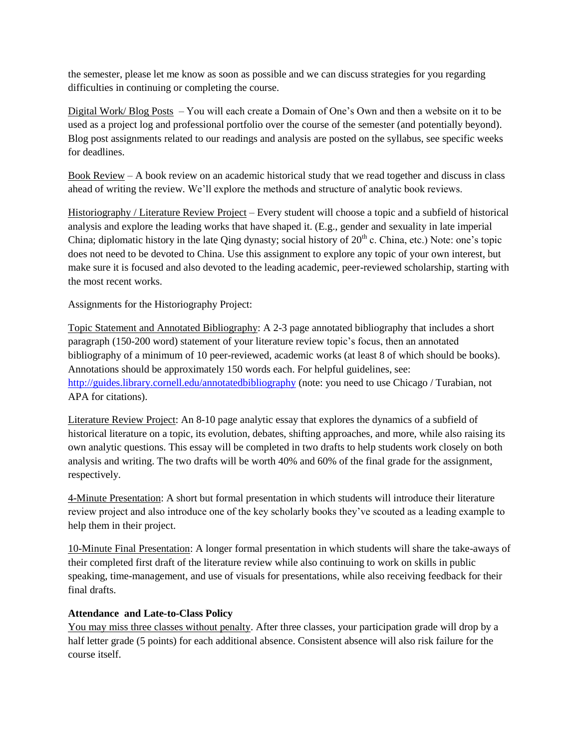the semester, please let me know as soon as possible and we can discuss strategies for you regarding difficulties in continuing or completing the course.

Digital Work/ Blog Posts – You will each create a Domain of One's Own and then a website on it to be used as a project log and professional portfolio over the course of the semester (and potentially beyond). Blog post assignments related to our readings and analysis are posted on the syllabus, see specific weeks for deadlines.

Book Review – A book review on an academic historical study that we read together and discuss in class ahead of writing the review. We'll explore the methods and structure of analytic book reviews.

Historiography / Literature Review Project – Every student will choose a topic and a subfield of historical analysis and explore the leading works that have shaped it. (E.g., gender and sexuality in late imperial China; diplomatic history in the late Qing dynasty; social history of 20th c. China, etc.) Note: one's topic does not need to be devoted to China. Use this assignment to explore any topic of your own interest, but make sure it is focused and also devoted to the leading academic, peer-reviewed scholarship, starting with the most recent works.

Assignments for the Historiography Project:

Topic Statement and Annotated Bibliography: A 2-3 page annotated bibliography that includes a short paragraph (150-200 word) statement of your literature review topic's focus, then an annotated bibliography of a minimum of 10 peer-reviewed, academic works (at least 8 of which should be books). Annotations should be approximately 150 words each. For helpful guidelines, see: [http://guides.library.cornell.edu/annotatedbibliography](http://guides.library.cornell.edu/annotatedbibliography) (note: you need to use Chicago / Turabian, not APA for citations).

Literature Review Project: An 8-10 page analytic essay that explores the dynamics of a subfield of historical literature on a topic, its evolution, debates, shifting approaches, and more, while also raising its own analytic questions. This essay will be completed in two drafts to help students work closely on both analysis and writing. The two drafts will be worth 40% and 60% of the final grade for the assignment, respectively.

4-Minute Presentation: A short but formal presentation in which students will introduce their literature review project and also introduce one of the key scholarly books they've scouted as a leading example to help them in their project.

10-Minute Final Presentation: A longer formal presentation in which students will share the take-aways of their completed first draft of the literature review while also continuing to work on skills in public speaking, time-management, and use of visuals for presentations, while also receiving feedback for their final drafts.

**Attendance and Late-to-Class Policy**

You may miss three classes without penalty. After three classes, your participation grade will drop by a half letter grade (5 points) for each additional absence. Consistent absence will also risk failure for the course itself.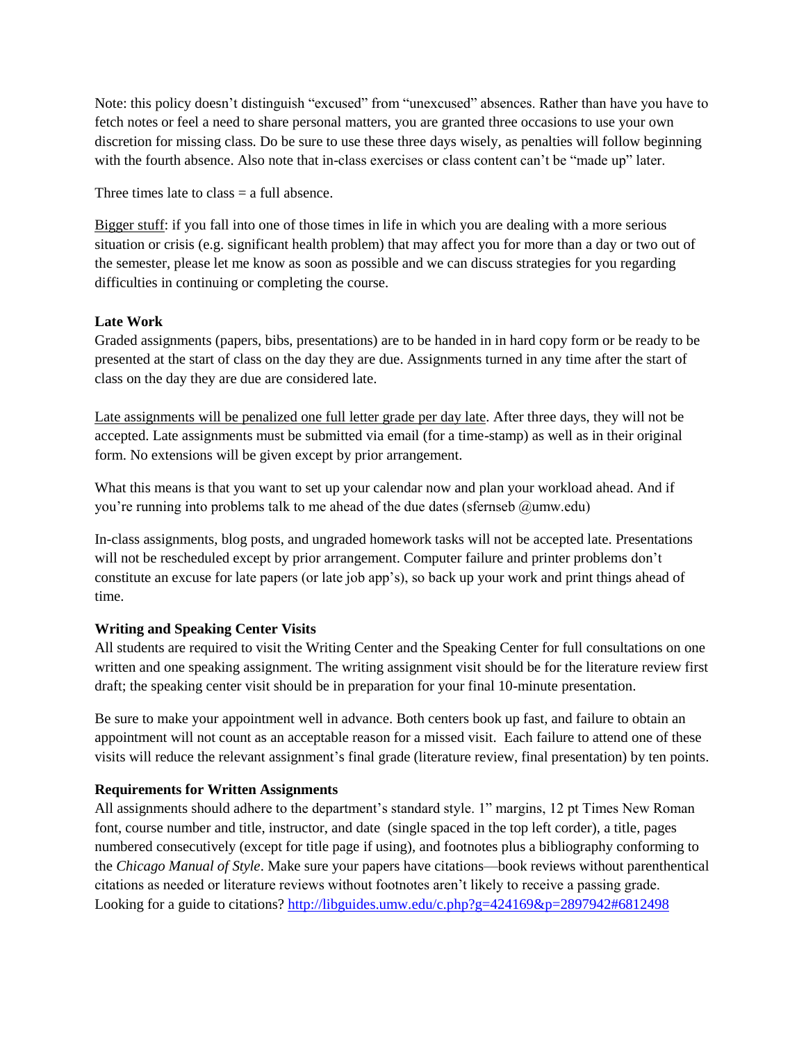Note: this policy doesn't distinguish "excused" from "unexcused" absences. Rather than have you have to fetch notes or feel a need to share personal matters, you are granted three occasions to use your own discretion for missing class. Do be sure to use these three days wisely, as penalties will follow beginning with the fourth absence. Also note that in-class exercises or class content can't be "made up" later.

Three times late to class = a full absence.

<u>Bigger stuff</u>: if you fall into one of those times in life in which you are dealing with a more serious situation or crisis (e.g. significant health problem) that may affect you for more than a day or two out of the semester, please let me know as soon as possible and we can discuss strategies for you regarding difficulties in continuing or completing the course.

**Late Work**

Graded assignments (papers, bibs, presentations) are to be handed in in hard copy form or be ready to be presented at the start of class on the day they are due. Assignments turned in any time after the start of class on the day they are due are considered late.

<u>Late assignments will be penalized one full letter grade per day late</u>. After three days, they will not be accepted. Late assignments must be submitted via email (for a time-stamp) as well as in their original form. No extensions will be given except by prior arrangement.

What this means is that you want to set up your calendar now and plan your workload ahead. And if you're running into problems talk to me ahead of the due dates (sfernseb @umw.edu)

In-class assignments, blog posts, and ungraded homework tasks will not be accepted late. Presentations will not be rescheduled except by prior arrangement. Computer failure and printer problems don't constitute an excuse for late papers (or late job app's), so back up your work and print things ahead of time.

**Writing and Speaking Center Visits**

All students are required to visit the Writing Center and the Speaking Center for full consultations on one written and one speaking assignment. The writing assignment visit should be for the literature review first draft; the speaking center visit should be in preparation for your final 10-minute presentation.

Be sure to make your appointment well in advance. Both centers book up fast, and failure to obtain an appointment will not count as an acceptable reason for a missed visit. Each failure to attend one of these visits will reduce the relevant assignment's final grade (literature review, final presentation) by ten points.

**Requirements for Written Assignments**

All assignments should adhere to the department's standard style. 1" margins, 12 pt Times New Roman font, course number and title, instructor, and date (single spaced in the top left corder), a title, pages numbered consecutively (except for title page if using), and footnotes plus a bibliography conforming to the *Chicago Manual of Style*. Make sure your papers have citations—book reviews without parenthetical citations as needed or literature reviews without footnotes aren't likely to receive a passing grade. Looking for a guide to citations? http://libguides.umw.edu/c.php?g=424169&p=2897942#6812498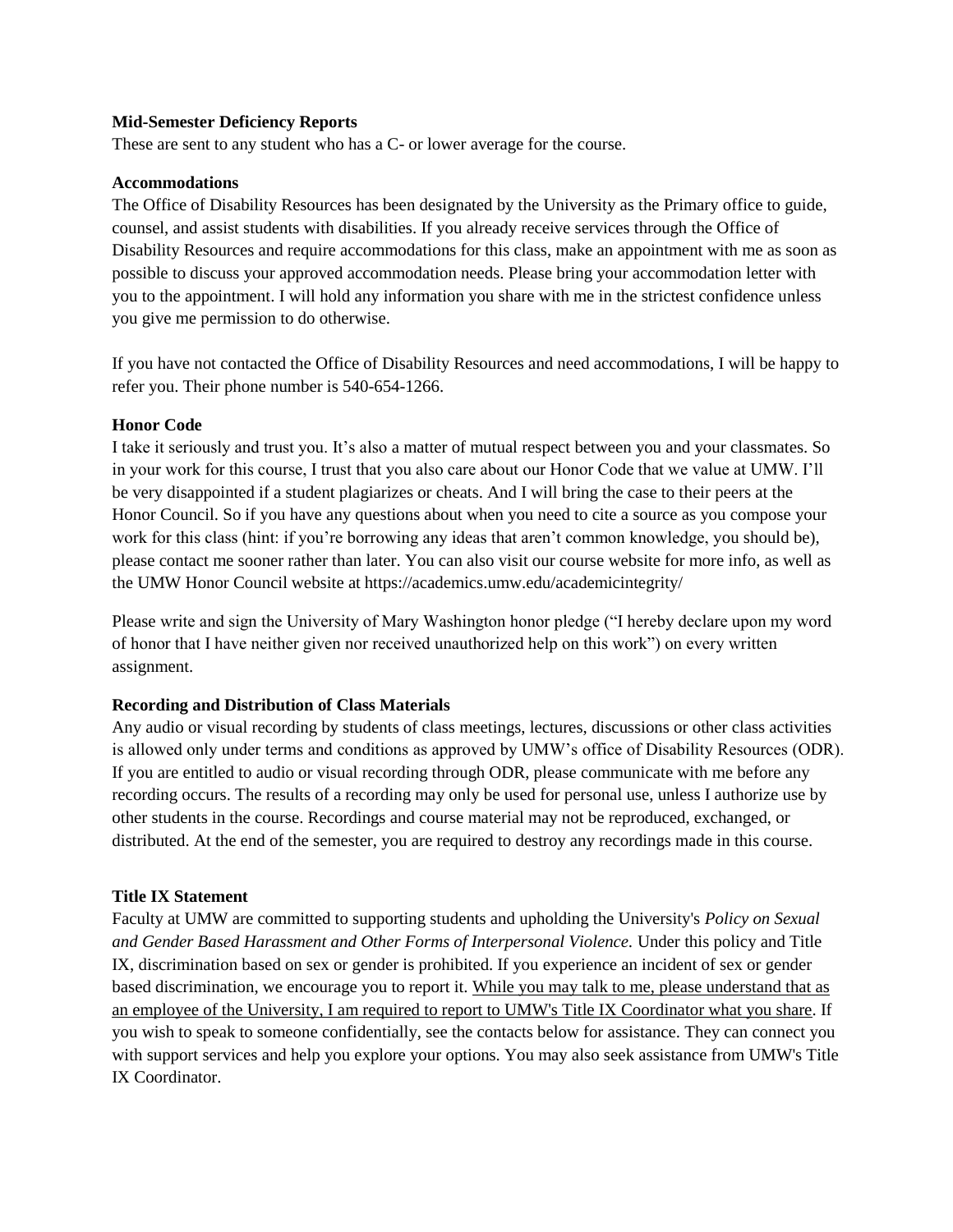**Mid-Semester Deficiency Reports**

These are sent to any student who has a C- or lower average for the course.

**Accommodations**

The Office of Disability Resources has been designated by the University as the Primary office to guide, counsel, and assist students with disabilities. If you already receive services through the Office of Disability Resources and require accommodations for this class, make an appointment with me as soon as possible to discuss your approved accommodation needs. Please bring your accommodation letter with you to the appointment. I will hold any information you share with me in the strictest confidence unless you give me permission to do otherwise.

If you have not contacted the Office of Disability Resources and need accommodations, I will be happy to refer you. Their phone number is 540-654-1266.

**Honor Code**

I take it seriously and trust you. It's also a matter of mutual respect between you and your classmates. So in your work for this course, I trust that you also care about our Honor Code that we value at UMW. I'll be very disappointed if a student plagiarizes or cheats. And I will bring the case to their peers at the Honor Council. So if you have any questions about when you need to cite a source as you compose your work for this class (hint: if you're borrowing any ideas that aren't common knowledge, you should be), please contact me sooner rather than later. You can also visit our course website for more info, as well as the UMW Honor Council website at https://academics.umw.edu/academicintegrity/

Please write and sign the University of Mary Washington honor pledge ("I hereby declare upon my word of honor that I have neither given nor received unauthorized help on this work") on every written assignment.

**Recording and Distribution of Class Materials**

Any audio or visual recording by students of class meetings, lectures, discussions or other class activities is allowed only under terms and conditions as approved by UMW's office of Disability Resources (ODR). If you are entitled to audio or visual recording through ODR, please communicate with me before any recording occurs. The results of a recording may only be used for personal use, unless I authorize use by other students in the course. Recordings and course material may not be reproduced, exchanged, or distributed. At the end of the semester, you are required to destroy any recordings made in this course.

**Title IX Statement**

Faculty at UMW are committed to supporting students and upholding the University's *Policy on Sexual and Gender Based Harassment and Other Forms of Interpersonal Violence.* Under this policy and Title IX, discrimination based on sex or gender is prohibited. If you experience an incident of sex or gender based discrimination, we encourage you to report it. <u>While you may talk to me, please understand that as an employee of the University, I am required to report to UMW's Title IX Coordinator what you share</u>. If you wish to speak to someone confidentially, see the contacts below for assistance. They can connect you with support services and help you explore your options. You may also seek assistance from UMW's Title IX Coordinator.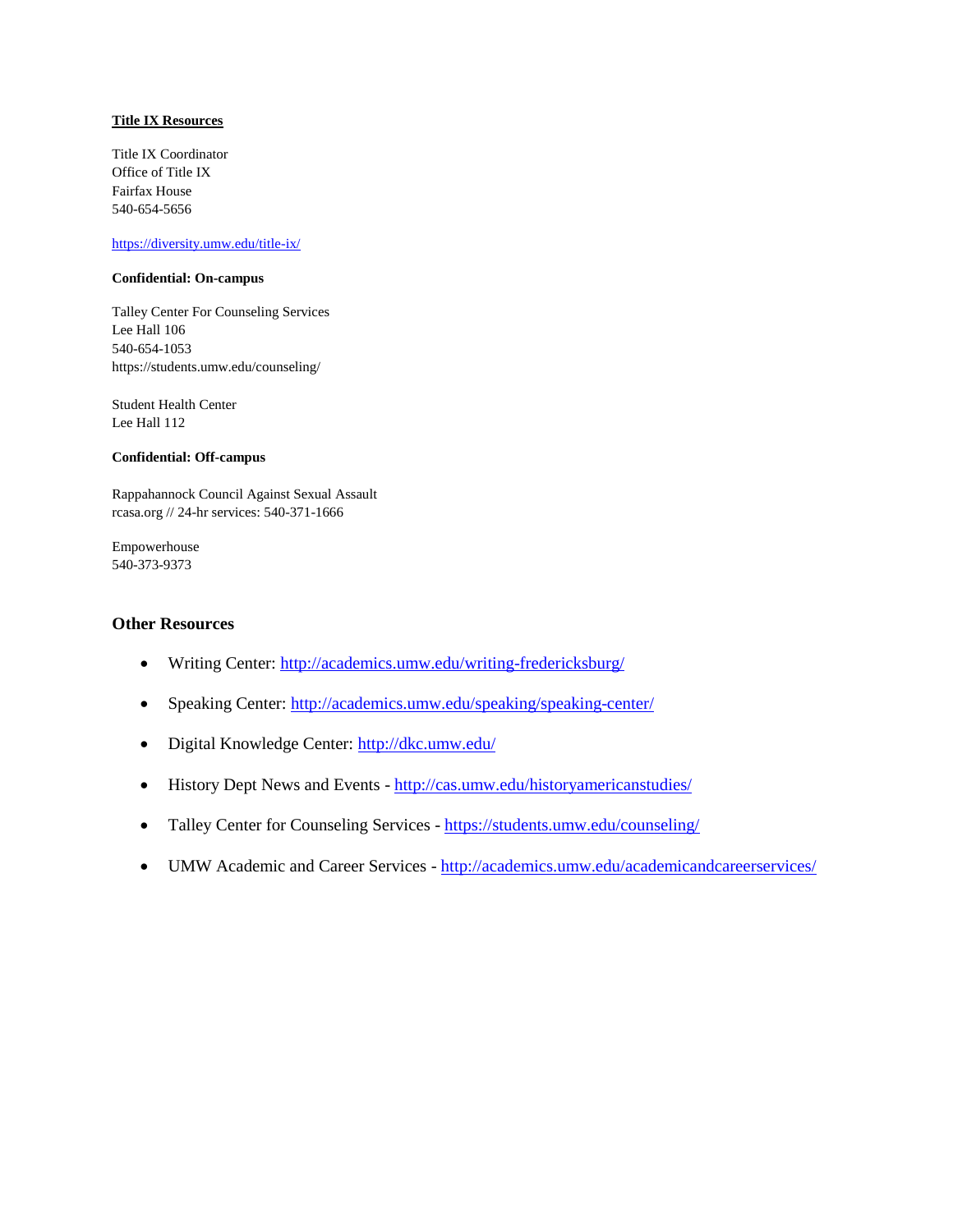**Title IX Resources**

Title IX Coordinator
Office of Title IX
Fairfax House
540-654-5656

https://diversity.umw.edu/title-ix/

**Confidential: On-campus**

Talley Center For Counseling Services
Lee Hall 106
540-654-1053
https://students.umw.edu/counseling/

Student Health Center
Lee Hall 112

**Confidential: Off-campus**

Rappahannock Council Against Sexual Assault
rcasa.org // 24-hr services: 540-371-1666

Empowerhouse
540-373-9373

## Other Resources

- Writing Center: http://academics.umw.edu/writing-fredericksburg/
- Speaking Center: http://academics.umw.edu/speaking/speaking-center/
- Digital Knowledge Center: http://dkc.umw.edu/
- History Dept News and Events - http://cas.umw.edu/historyamericanstudies/
- Talley Center for Counseling Services - https://students.umw.edu/counseling/
- UMW Academic and Career Services - http://academics.umw.edu/academicandcareerservices/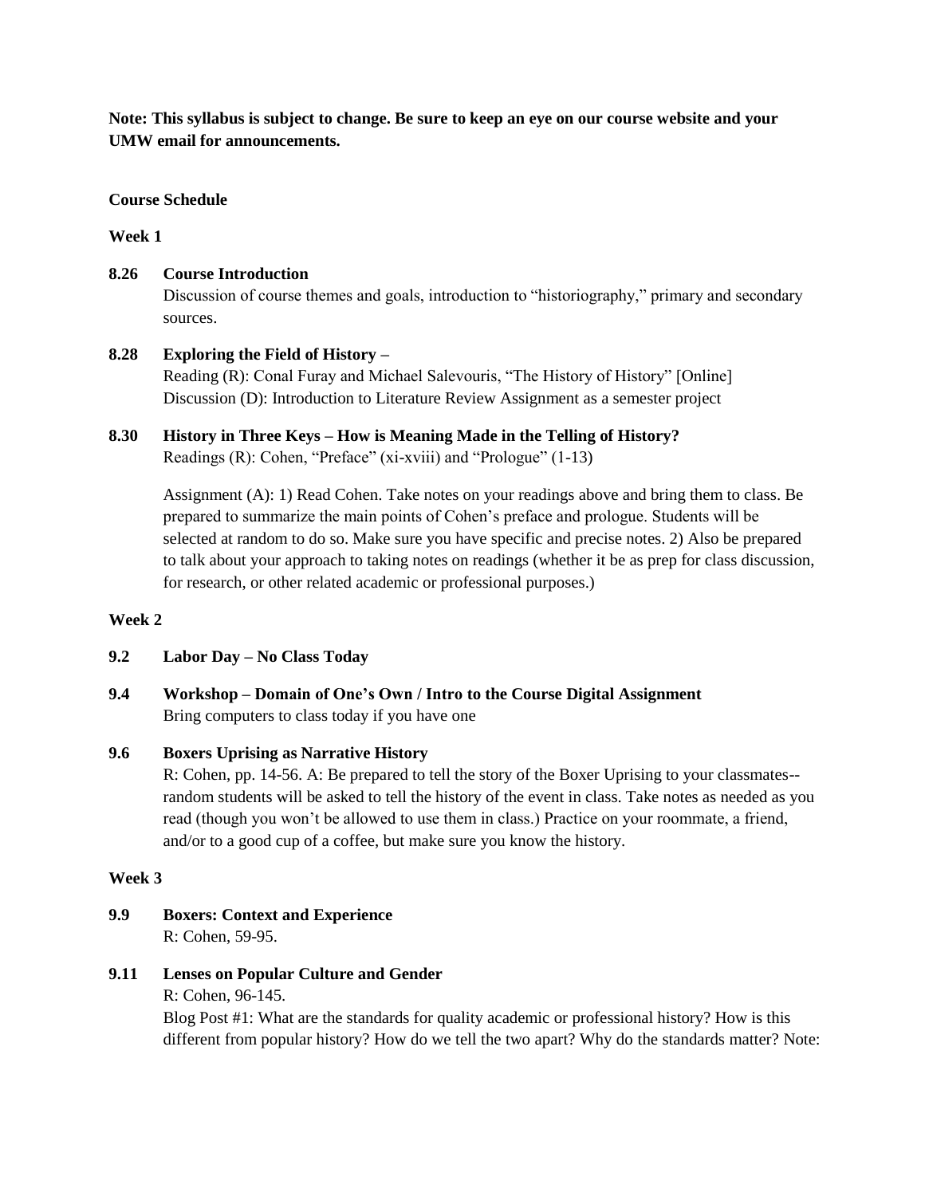**Note: This syllabus is subject to change. Be sure to keep an eye on our course website and your UMW email for announcements.**

**Course Schedule**

**Week 1**

**8.26 Course Introduction**
Discussion of course themes and goals, introduction to "historiography," primary and secondary sources.

**8.28 Exploring the Field of History –**
Reading (R): Conal Furay and Michael Salevouris, "The History of History" [Online]
Discussion (D): Introduction to Literature Review Assignment as a semester project

**8.30 History in Three Keys – How is Meaning Made in the Telling of History?**
Readings (R): Cohen, "Preface" (xi-xviii) and "Prologue" (1-13)

Assignment (A): 1) Read Cohen. Take notes on your readings above and bring them to class. Be prepared to summarize the main points of Cohen's preface and prologue. Students will be selected at random to do so. Make sure you have specific and precise notes. 2) Also be prepared to talk about your approach to taking notes on readings (whether it be as prep for class discussion, for research, or other related academic or professional purposes.)

**Week 2**

**9.2 Labor Day – No Class Today**

**9.4 Workshop – Domain of One's Own / Intro to the Course Digital Assignment**
Bring computers to class today if you have one

**9.6 Boxers Uprising as Narrative History**
R: Cohen, pp. 14-56. A: Be prepared to tell the story of the Boxer Uprising to your classmates--random students will be asked to tell the history of the event in class. Take notes as needed as you read (though you won't be allowed to use them in class.) Practice on your roommate, a friend, and/or to a good cup of a coffee, but make sure you know the history.

**Week 3**

**9.9 Boxers: Context and Experience**
R: Cohen, 59-95.

**9.11 Lenses on Popular Culture and Gender**
R: Cohen, 96-145.
Blog Post #1: What are the standards for quality academic or professional history? How is this different from popular history? How do we tell the two apart? Why do the standards matter? Note: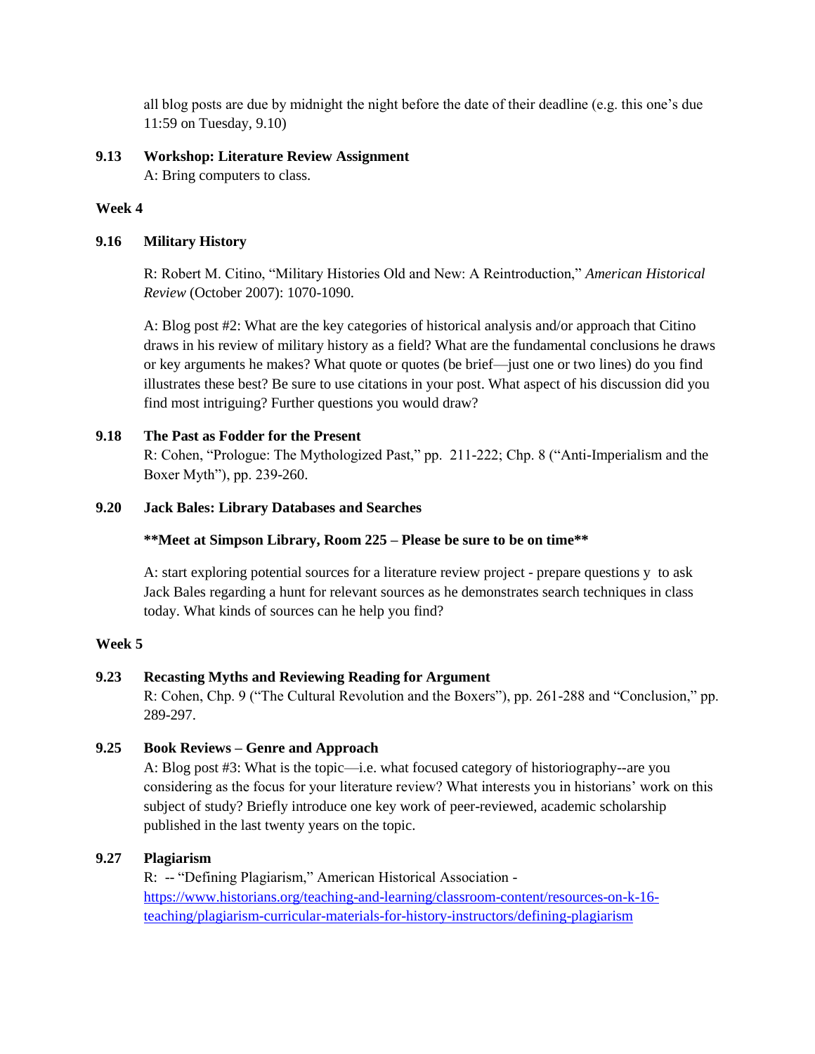all blog posts are due by midnight the night before the date of their deadline (e.g. this one's due 11:59 on Tuesday, 9.10)

**9.13 Workshop: Literature Review Assignment**

A: Bring computers to class.

**Week 4**

**9.16 Military History**

R: Robert M. Citino, "Military Histories Old and New: A Reintroduction," *American Historical Review* (October 2007): 1070-1090.

A: Blog post #2: What are the key categories of historical analysis and/or approach that Citino draws in his review of military history as a field? What are the fundamental conclusions he draws or key arguments he makes? What quote or quotes (be brief—just one or two lines) do you find illustrates these best? Be sure to use citations in your post. What aspect of his discussion did you find most intriguing? Further questions you would draw?

**9.18 The Past as Fodder for the Present**

R: Cohen, "Prologue: The Mythologized Past," pp. 211-222; Chp. 8 ("Anti-Imperialism and the Boxer Myth"), pp. 239-260.

**9.20 Jack Bales: Library Databases and Searches**

****Meet at Simpson Library, Room 225 – Please be sure to be on time****

A: start exploring potential sources for a literature review project - prepare questions y to ask Jack Bales regarding a hunt for relevant sources as he demonstrates search techniques in class today. What kinds of sources can he help you find?

**Week 5**

**9.23 Recasting Myths and Reviewing Reading for Argument**

R: Cohen, Chp. 9 ("The Cultural Revolution and the Boxers"), pp. 261-288 and "Conclusion," pp. 289-297.

**9.25 Book Reviews – Genre and Approach**

A: Blog post #3: What is the topic—i.e. what focused category of historiography--are you considering as the focus for your literature review? What interests you in historians' work on this subject of study? Briefly introduce one key work of peer-reviewed, academic scholarship published in the last twenty years on the topic.

**9.27 Plagiarism**

R: -- "Defining Plagiarism," American Historical Association - https://www.historians.org/teaching-and-learning/classroom-content/resources-on-k-16-teaching/plagiarism-curricular-materials-for-history-instructors/defining-plagiarism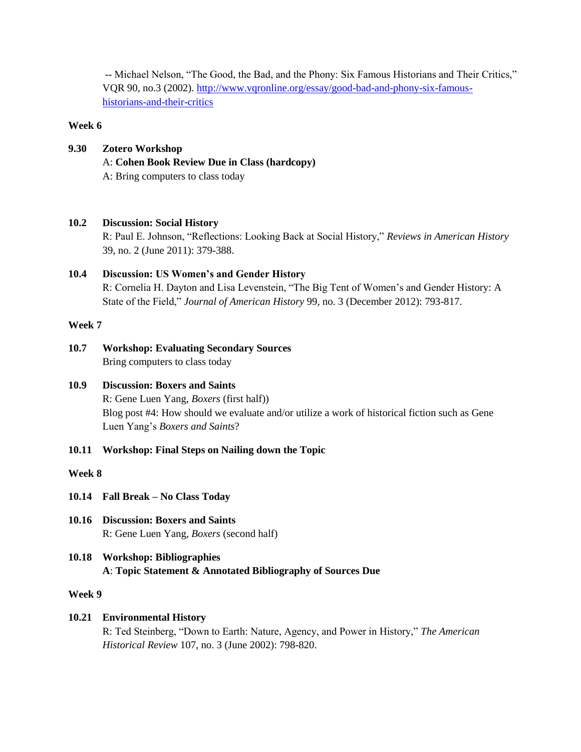-- Michael Nelson, "The Good, the Bad, and the Phony: Six Famous Historians and Their Critics," VQR 90, no.3 (2002). [http://www.vqronline.org/essay/good-bad-and-phony-six-famous-historians-and-their-critics](http://www.vqronline.org/essay/good-bad-and-phony-six-famous-historians-and-their-critics)

**Week 6**

**9.30 Zotero Workshop**
A: **Cohen Book Review Due in Class (hardcopy)**
A: Bring computers to class today

**10.2 Discussion: Social History**
R: Paul E. Johnson, "Reflections: Looking Back at Social History," *Reviews in American History* 39, no. 2 (June 2011): 379-388.

**10.4 Discussion: US Women's and Gender History**
R: Cornelia H. Dayton and Lisa Levenstein, "The Big Tent of Women's and Gender History: A State of the Field," *Journal of American History* 99, no. 3 (December 2012): 793-817.

**Week 7**

**10.7 Workshop: Evaluating Secondary Sources**
Bring computers to class today

**10.9 Discussion: Boxers and Saints**
R: Gene Luen Yang, *Boxers* (first half))
Blog post #4: How should we evaluate and/or utilize a work of historical fiction such as Gene Luen Yang's *Boxers and Saints*?

**10.11 Workshop: Final Steps on Nailing down the Topic**

**Week 8**

**10.14 Fall Break – No Class Today**

**10.16 Discussion: Boxers and Saints**
R: Gene Luen Yang, *Boxers* (second half)

**10.18 Workshop: Bibliographies**
**A**: **Topic Statement & Annotated Bibliography of Sources Due**

**Week 9**

**10.21 Environmental History**
R: Ted Steinberg, "Down to Earth: Nature, Agency, and Power in History," *The American Historical Review* 107, no. 3 (June 2002): 798-820.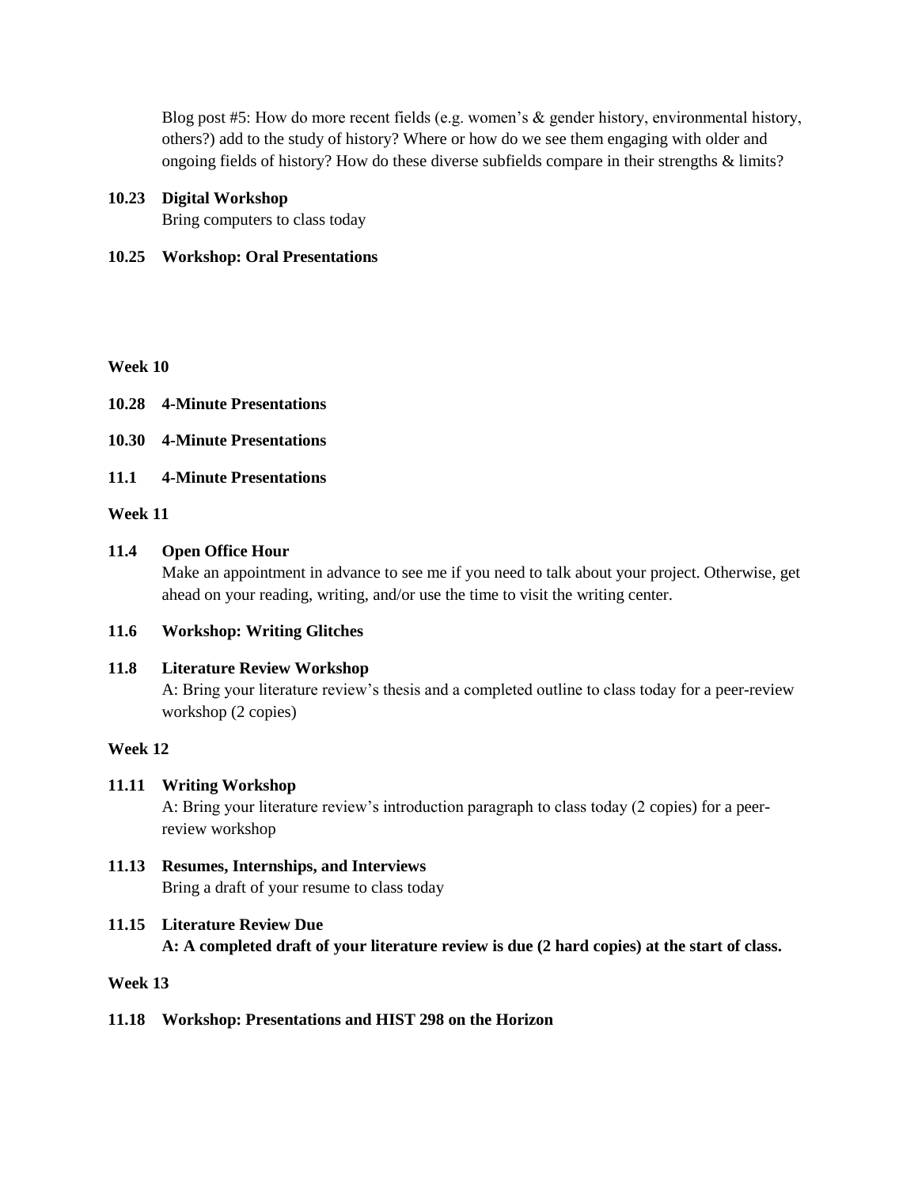Blog post #5: How do more recent fields (e.g. women's & gender history, environmental history, others?) add to the study of history? Where or how do we see them engaging with older and ongoing fields of history? How do these diverse subfields compare in their strengths & limits?

**10.23 Digital Workshop**
Bring computers to class today

**10.25 Workshop: Oral Presentations**

**Week 10**

**10.28 4-Minute Presentations**

**10.30 4-Minute Presentations**

**11.1 4-Minute Presentations**

**Week 11**

**11.4 Open Office Hour**
Make an appointment in advance to see me if you need to talk about your project. Otherwise, get ahead on your reading, writing, and/or use the time to visit the writing center.

**11.6 Workshop: Writing Glitches**

**11.8 Literature Review Workshop**
A: Bring your literature review's thesis and a completed outline to class today for a peer-review workshop (2 copies)

**Week 12**

**11.11 Writing Workshop**
A: Bring your literature review's introduction paragraph to class today (2 copies) for a peer-review workshop

**11.13 Resumes, Internships, and Interviews**
Bring a draft of your resume to class today

**11.15 Literature Review Due**
**A: A completed draft of your literature review is due (2 hard copies) at the start of class.**

**Week 13**

**11.18 Workshop: Presentations and HIST 298 on the Horizon**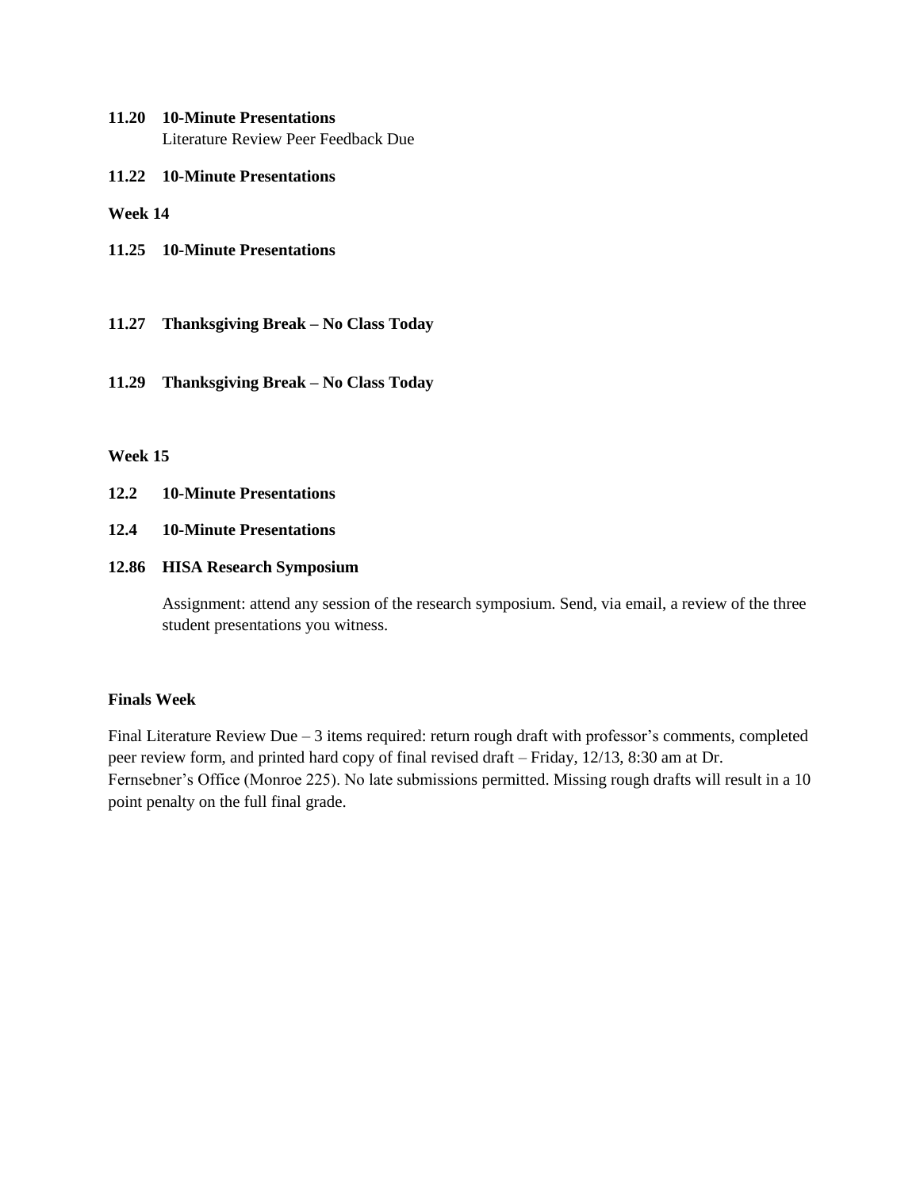**11.20 10-Minute Presentations**
Literature Review Peer Feedback Due

**11.22 10-Minute Presentations**

**Week 14**

**11.25 10-Minute Presentations**

**11.27 Thanksgiving Break – No Class Today**

**11.29 Thanksgiving Break – No Class Today**

**Week 15**

**12.2 10-Minute Presentations**

**12.4 10-Minute Presentations**

**12.86 HISA Research Symposium**

Assignment: attend any session of the research symposium. Send, via email, a review of the three student presentations you witness.

**Finals Week**

Final Literature Review Due – 3 items required: return rough draft with professor's comments, completed peer review form, and printed hard copy of final revised draft – Friday, 12/13, 8:30 am at Dr. Fernsebner's Office (Monroe 225). No late submissions permitted. Missing rough drafts will result in a 10 point penalty on the full final grade.